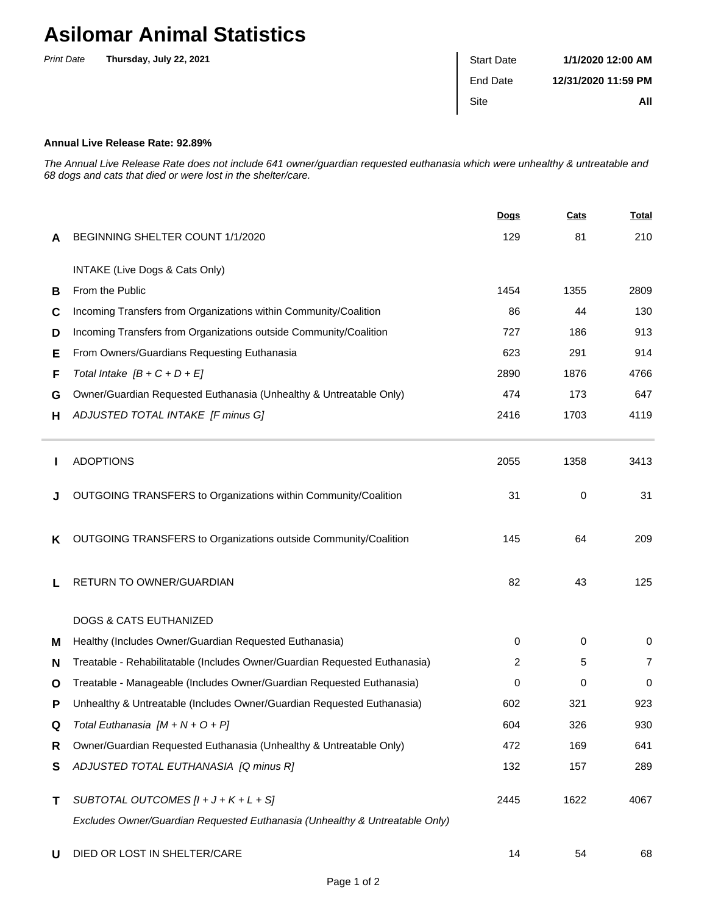# Asilomar Animal Statistics

*Print Date* **Thursday, July 22, 2021**

| | |
|---|---|
| Start Date | **1/1/2020 12:00 AM** |
| End Date | **12/31/2020 11:59 PM** |
| Site | **All** |

**Annual Live Release Rate: 92.89%**

*The Annual Live Release Rate does not include 641 owner/guardian requested euthanasia which were unhealthy & untreatable and 68 dogs and cats that died or were lost in the shelter/care.*

| | | Dogs | Cats | Total |
|---|---|---|---|---|
| **A** | BEGINNING SHELTER COUNT 1/1/2020 | 129 | 81 | 210 |
| | INTAKE (Live Dogs & Cats Only) | | | |
| **B** | From the Public | 1454 | 1355 | 2809 |
| **C** | Incoming Transfers from Organizations within Community/Coalition | 86 | 44 | 130 |
| **D** | Incoming Transfers from Organizations outside Community/Coalition | 727 | 186 | 913 |
| **E** | From Owners/Guardians Requesting Euthanasia | 623 | 291 | 914 |
| **F** | *Total Intake [B + C + D + E]* | 2890 | 1876 | 4766 |
| **G** | Owner/Guardian Requested Euthanasia (Unhealthy & Untreatable Only) | 474 | 173 | 647 |
| **H** | *ADJUSTED TOTAL INTAKE [F minus G]* | 2416 | 1703 | 4119 |
| **I** | ADOPTIONS | 2055 | 1358 | 3413 |
| **J** | OUTGOING TRANSFERS to Organizations within Community/Coalition | 31 | 0 | 31 |
| **K** | OUTGOING TRANSFERS to Organizations outside Community/Coalition | 145 | 64 | 209 |
| **L** | RETURN TO OWNER/GUARDIAN | 82 | 43 | 125 |
| | DOGS & CATS EUTHANIZED | | | |
| **M** | Healthy (Includes Owner/Guardian Requested Euthanasia) | 0 | 0 | 0 |
| **N** | Treatable - Rehabilitatable (Includes Owner/Guardian Requested Euthanasia) | 2 | 5 | 7 |
| **O** | Treatable - Manageable (Includes Owner/Guardian Requested Euthanasia) | 0 | 0 | 0 |
| **P** | Unhealthy & Untreatable (Includes Owner/Guardian Requested Euthanasia) | 602 | 321 | 923 |
| **Q** | *Total Euthanasia [M + N + O + P]* | 604 | 326 | 930 |
| **R** | Owner/Guardian Requested Euthanasia (Unhealthy & Untreatable Only) | 472 | 169 | 641 |
| **S** | *ADJUSTED TOTAL EUTHANASIA [Q minus R]* | 132 | 157 | 289 |
| **T** | *SUBTOTAL OUTCOMES [I + J + K + L + S]* *Excludes Owner/Guardian Requested Euthanasia (Unhealthy & Untreatable Only)* | 2445 | 1622 | 4067 |
| **U** | DIED OR LOST IN SHELTER/CARE | 14 | 54 | 68 |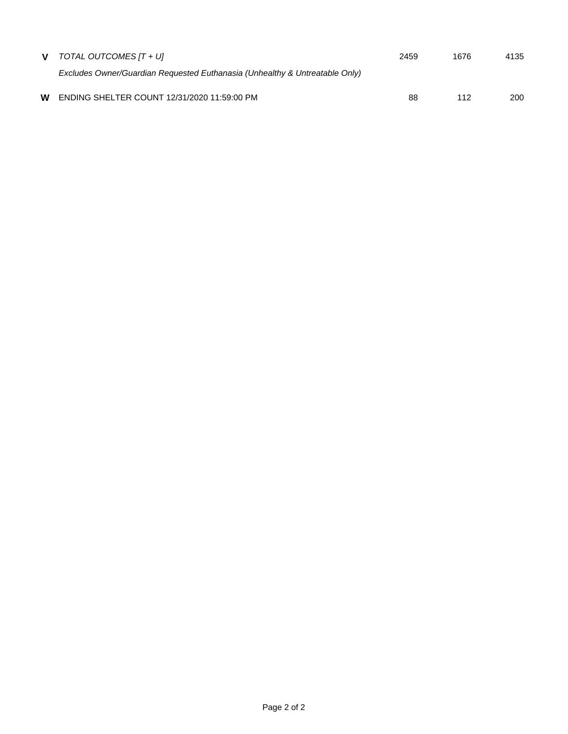| | | | | |
|---|---|---|---|---|
| **V** | *TOTAL OUTCOMES [T + U]* | 2459 | 1676 | 4135 |
| | *Excludes Owner/Guardian Requested Euthanasia (Unhealthy & Untreatable Only)* | | | |
| **W** | ENDING SHELTER COUNT 12/31/2020 11:59:00 PM | 88 | 112 | 200 |